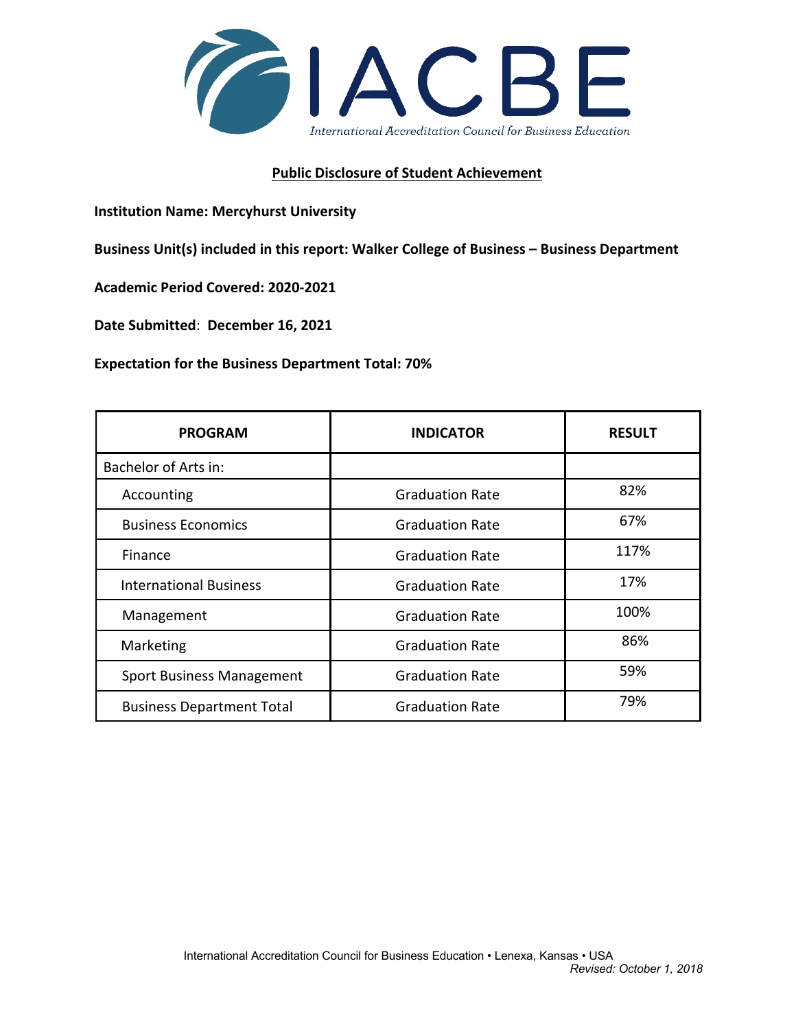IACBE

International Accreditation Council for Business Education

## Public Disclosure of Student Achievement

**Institution Name: Mercyhurst University**

**Business Unit(s) included in this report: Walker College of Business – Business Department**

**Academic Period Covered: 2020-2021**

**Date Submitted: December 16, 2021**

**Expectation for the Business Department Total: 70%**

| PROGRAM | INDICATOR | RESULT |
|---|---|---|
| Bachelor of Arts in: | | |
| Accounting | Graduation Rate | 82% |
| Business Economics | Graduation Rate | 67% |
| Finance | Graduation Rate | 117% |
| International Business | Graduation Rate | 17% |
| Management | Graduation Rate | 100% |
| Marketing | Graduation Rate | 86% |
| Sport Business Management | Graduation Rate | 59% |
| Business Department Total | Graduation Rate | 79% |

International Accreditation Council for Business Education • Lenexa, Kansas • USA

*Revised: October 1, 2018*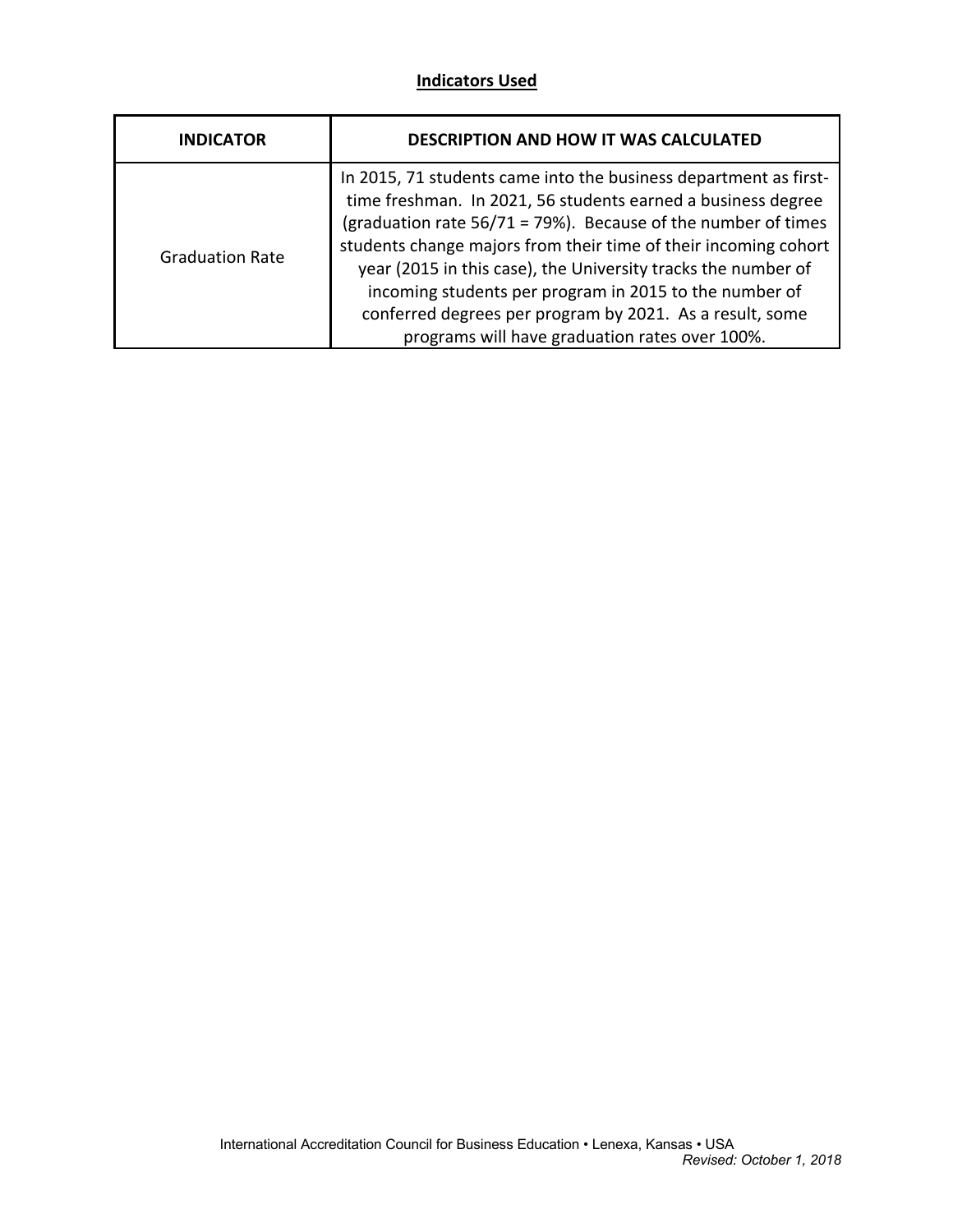**Indicators Used**

| INDICATOR | DESCRIPTION AND HOW IT WAS CALCULATED |
| --- | --- |
| Graduation Rate | In 2015, 71 students came into the business department as first-time freshman. In 2021, 56 students earned a business degree (graduation rate 56/71 = 79%). Because of the number of times students change majors from their time of their incoming cohort year (2015 in this case), the University tracks the number of incoming students per program in 2015 to the number of conferred degrees per program by 2021. As a result, some programs will have graduation rates over 100%. |